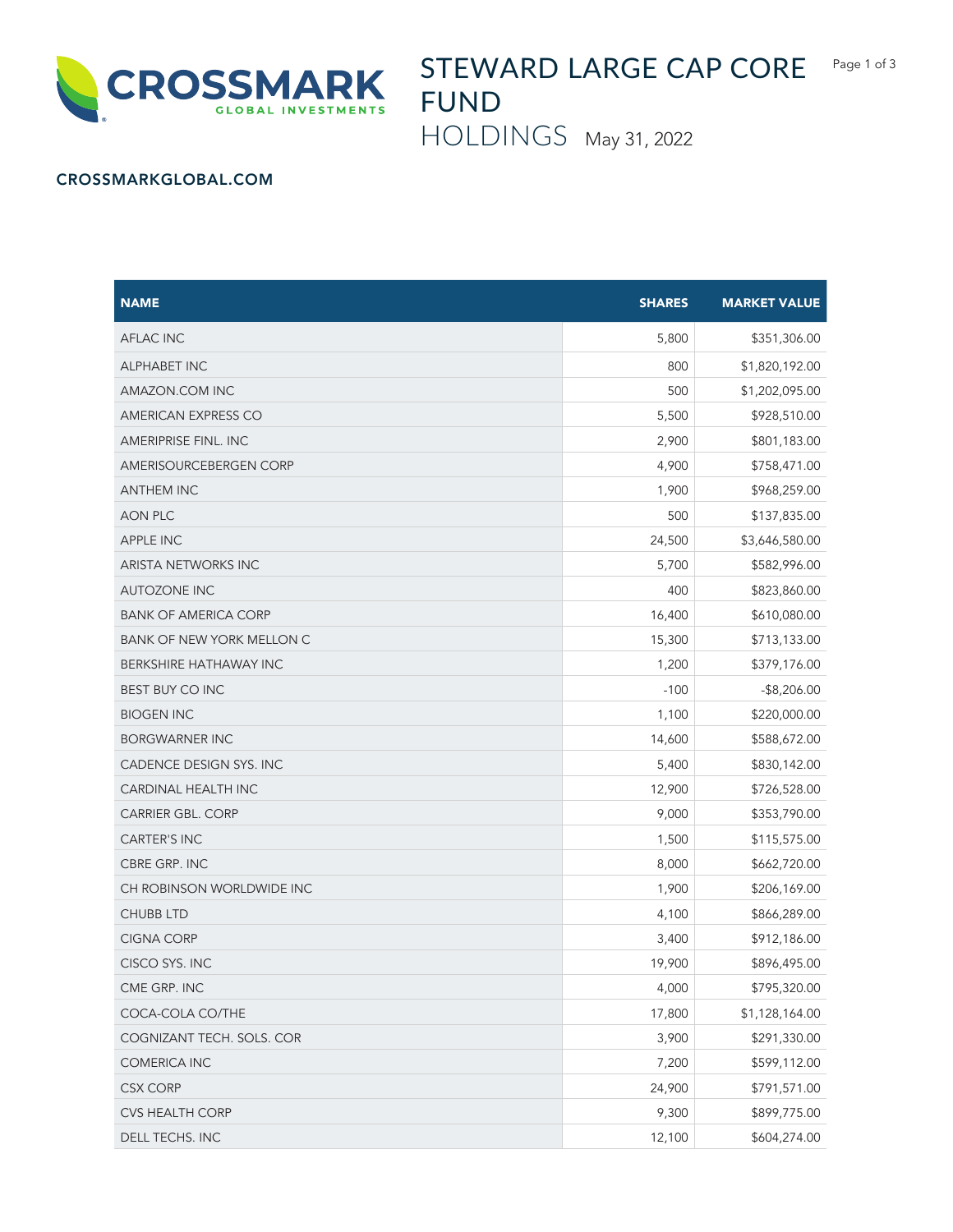# STEWARD LARGE CAP CORE FUND

## HOLDINGS May 31, 2022

**CROSSMARKGLOBAL.COM**

| NAME | SHARES | MARKET VALUE |
|---|---:|---:|
| AFLAC INC | 5,800 | $351,306.00 |
| ALPHABET INC | 800 | $1,820,192.00 |
| AMAZON.COM INC | 500 | $1,202,095.00 |
| AMERICAN EXPRESS CO | 5,500 | $928,510.00 |
| AMERIPRISE FINL. INC | 2,900 | $801,183.00 |
| AMERISOURCEBERGEN CORP | 4,900 | $758,471.00 |
| ANTHEM INC | 1,900 | $968,259.00 |
| AON PLC | 500 | $137,835.00 |
| APPLE INC | 24,500 | $3,646,580.00 |
| ARISTA NETWORKS INC | 5,700 | $582,996.00 |
| AUTOZONE INC | 400 | $823,860.00 |
| BANK OF AMERICA CORP | 16,400 | $610,080.00 |
| BANK OF NEW YORK MELLON C | 15,300 | $713,133.00 |
| BERKSHIRE HATHAWAY INC | 1,200 | $379,176.00 |
| BEST BUY CO INC | -100 | -$8,206.00 |
| BIOGEN INC | 1,100 | $220,000.00 |
| BORGWARNER INC | 14,600 | $588,672.00 |
| CADENCE DESIGN SYS. INC | 5,400 | $830,142.00 |
| CARDINAL HEALTH INC | 12,900 | $726,528.00 |
| CARRIER GBL. CORP | 9,000 | $353,790.00 |
| CARTER'S INC | 1,500 | $115,575.00 |
| CBRE GRP. INC | 8,000 | $662,720.00 |
| CH ROBINSON WORLDWIDE INC | 1,900 | $206,169.00 |
| CHUBB LTD | 4,100 | $866,289.00 |
| CIGNA CORP | 3,400 | $912,186.00 |
| CISCO SYS. INC | 19,900 | $896,495.00 |
| CME GRP. INC | 4,000 | $795,320.00 |
| COCA-COLA CO/THE | 17,800 | $1,128,164.00 |
| COGNIZANT TECH. SOLS. COR | 3,900 | $291,330.00 |
| COMERICA INC | 7,200 | $599,112.00 |
| CSX CORP | 24,900 | $791,571.00 |
| CVS HEALTH CORP | 9,300 | $899,775.00 |
| DELL TECHS. INC | 12,100 | $604,274.00 |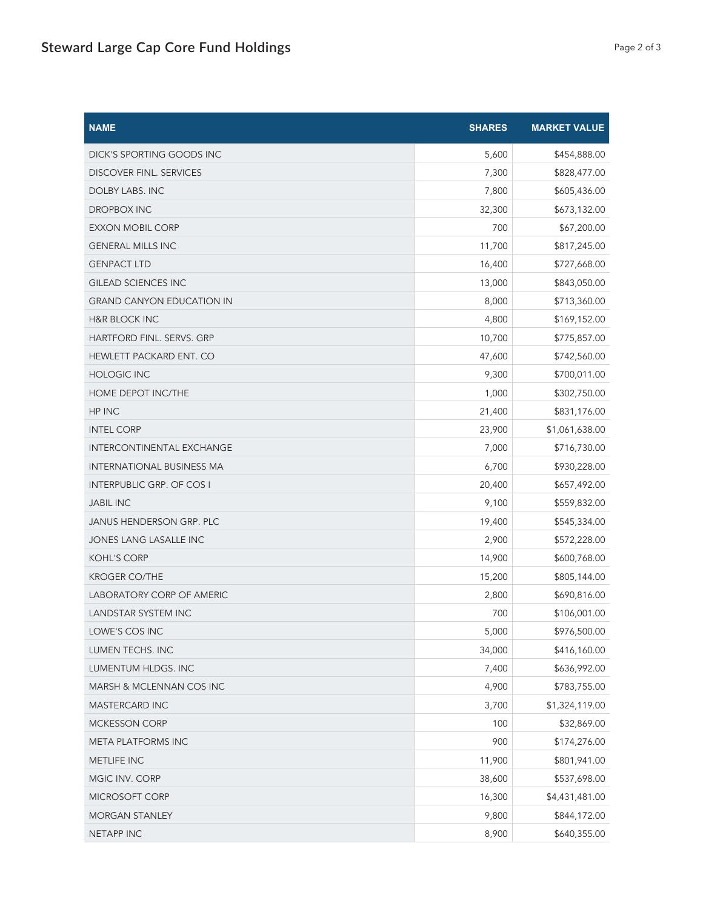| NAME | SHARES | MARKET VALUE |
| --- | --- | --- |
| DICK'S SPORTING GOODS INC | 5,600 | $454,888.00 |
| DISCOVER FINL. SERVICES | 7,300 | $828,477.00 |
| DOLBY LABS. INC | 7,800 | $605,436.00 |
| DROPBOX INC | 32,300 | $673,132.00 |
| EXXON MOBIL CORP | 700 | $67,200.00 |
| GENERAL MILLS INC | 11,700 | $817,245.00 |
| GENPACT LTD | 16,400 | $727,668.00 |
| GILEAD SCIENCES INC | 13,000 | $843,050.00 |
| GRAND CANYON EDUCATION IN | 8,000 | $713,360.00 |
| H&R BLOCK INC | 4,800 | $169,152.00 |
| HARTFORD FINL. SERVS. GRP | 10,700 | $775,857.00 |
| HEWLETT PACKARD ENT. CO | 47,600 | $742,560.00 |
| HOLOGIC INC | 9,300 | $700,011.00 |
| HOME DEPOT INC/THE | 1,000 | $302,750.00 |
| HP INC | 21,400 | $831,176.00 |
| INTEL CORP | 23,900 | $1,061,638.00 |
| INTERCONTINENTAL EXCHANGE | 7,000 | $716,730.00 |
| INTERNATIONAL BUSINESS MA | 6,700 | $930,228.00 |
| INTERPUBLIC GRP. OF COS I | 20,400 | $657,492.00 |
| JABIL INC | 9,100 | $559,832.00 |
| JANUS HENDERSON GRP. PLC | 19,400 | $545,334.00 |
| JONES LANG LASALLE INC | 2,900 | $572,228.00 |
| KOHL'S CORP | 14,900 | $600,768.00 |
| KROGER CO/THE | 15,200 | $805,144.00 |
| LABORATORY CORP OF AMERIC | 2,800 | $690,816.00 |
| LANDSTAR SYSTEM INC | 700 | $106,001.00 |
| LOWE'S COS INC | 5,000 | $976,500.00 |
| LUMEN TECHS. INC | 34,000 | $416,160.00 |
| LUMENTUM HLDGS. INC | 7,400 | $636,992.00 |
| MARSH & MCLENNAN COS INC | 4,900 | $783,755.00 |
| MASTERCARD INC | 3,700 | $1,324,119.00 |
| MCKESSON CORP | 100 | $32,869.00 |
| META PLATFORMS INC | 900 | $174,276.00 |
| METLIFE INC | 11,900 | $801,941.00 |
| MGIC INV. CORP | 38,600 | $537,698.00 |
| MICROSOFT CORP | 16,300 | $4,431,481.00 |
| MORGAN STANLEY | 9,800 | $844,172.00 |
| NETAPP INC | 8,900 | $640,355.00 |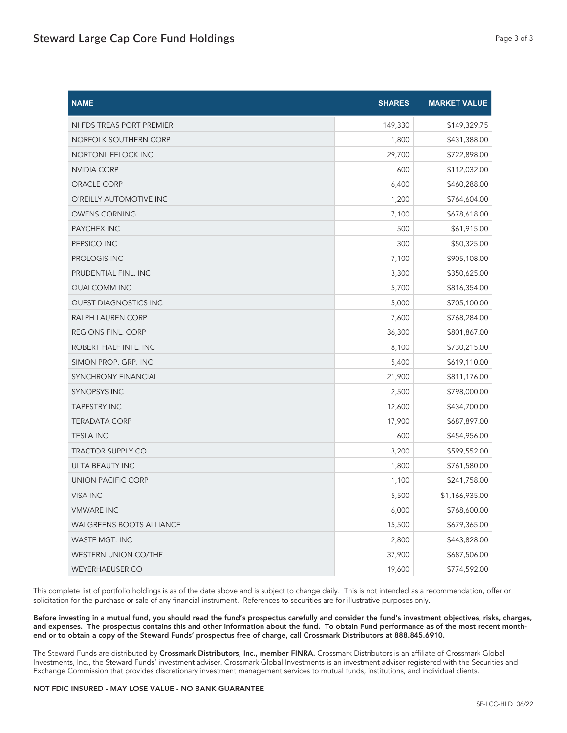## Steward Large Cap Core Fund Holdings

| NAME | SHARES | MARKET VALUE |
|---|---|---|
| NI FDS TREAS PORT PREMIER | 149,330 | $149,329.75 |
| NORFOLK SOUTHERN CORP | 1,800 | $431,388.00 |
| NORTONLIFELOCK INC | 29,700 | $722,898.00 |
| NVIDIA CORP | 600 | $112,032.00 |
| ORACLE CORP | 6,400 | $460,288.00 |
| O'REILLY AUTOMOTIVE INC | 1,200 | $764,604.00 |
| OWENS CORNING | 7,100 | $678,618.00 |
| PAYCHEX INC | 500 | $61,915.00 |
| PEPSICO INC | 300 | $50,325.00 |
| PROLOGIS INC | 7,100 | $905,108.00 |
| PRUDENTIAL FINL. INC | 3,300 | $350,625.00 |
| QUALCOMM INC | 5,700 | $816,354.00 |
| QUEST DIAGNOSTICS INC | 5,000 | $705,100.00 |
| RALPH LAUREN CORP | 7,600 | $768,284.00 |
| REGIONS FINL. CORP | 36,300 | $801,867.00 |
| ROBERT HALF INTL. INC | 8,100 | $730,215.00 |
| SIMON PROP. GRP. INC | 5,400 | $619,110.00 |
| SYNCHRONY FINANCIAL | 21,900 | $811,176.00 |
| SYNOPSYS INC | 2,500 | $798,000.00 |
| TAPESTRY INC | 12,600 | $434,700.00 |
| TERADATA CORP | 17,900 | $687,897.00 |
| TESLA INC | 600 | $454,956.00 |
| TRACTOR SUPPLY CO | 3,200 | $599,552.00 |
| ULTA BEAUTY INC | 1,800 | $761,580.00 |
| UNION PACIFIC CORP | 1,100 | $241,758.00 |
| VISA INC | 5,500 | $1,166,935.00 |
| VMWARE INC | 6,000 | $768,600.00 |
| WALGREENS BOOTS ALLIANCE | 15,500 | $679,365.00 |
| WASTE MGT. INC | 2,800 | $443,828.00 |
| WESTERN UNION CO/THE | 37,900 | $687,506.00 |
| WEYERHAEUSER CO | 19,600 | $774,592.00 |

This complete list of portfolio holdings is as of the date above and is subject to change daily. This is not intended as a recommendation, offer or solicitation for the purchase or sale of any financial instrument. References to securities are for illustrative purposes only.

**Before investing in a mutual fund, you should read the fund's prospectus carefully and consider the fund's investment objectives, risks, charges, and expenses. The prospectus contains this and other information about the fund. To obtain Fund performance as of the most recent month-end or to obtain a copy of the Steward Funds' prospectus free of charge, call Crossmark Distributors at 888.845.6910.**

The Steward Funds are distributed by **Crossmark Distributors, Inc., member FINRA.** Crossmark Distributors is an affiliate of Crossmark Global Investments, Inc., the Steward Funds' investment adviser. Crossmark Global Investments is an investment adviser registered with the Securities and Exchange Commission that provides discretionary investment management services to mutual funds, institutions, and individual clients.

**NOT FDIC INSURED - MAY LOSE VALUE - NO BANK GUARANTEE**

SF-LCC-HLD 06/22